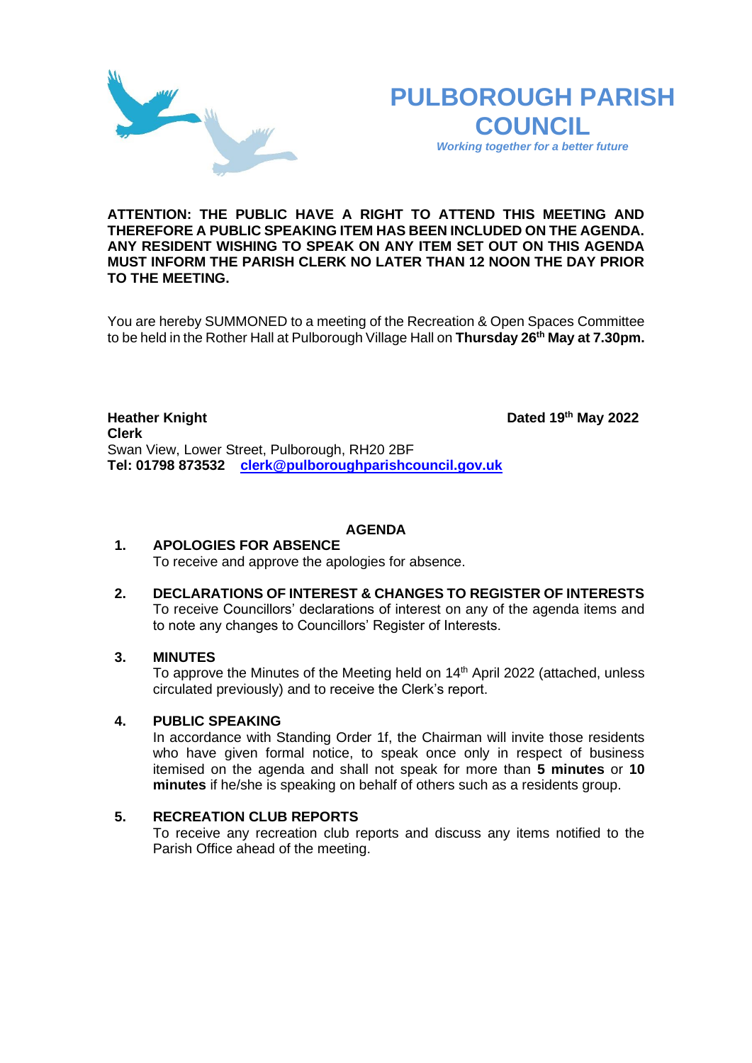# PULBOROUGH PARISH COUNCIL

*Working together for a better future*

**ATTENTION: THE PUBLIC HAVE A RIGHT TO ATTEND THIS MEETING AND THEREFORE A PUBLIC SPEAKING ITEM HAS BEEN INCLUDED ON THE AGENDA. ANY RESIDENT WISHING TO SPEAK ON ANY ITEM SET OUT ON THIS AGENDA MUST INFORM THE PARISH CLERK NO LATER THAN 12 NOON THE DAY PRIOR TO THE MEETING.**

You are hereby SUMMONED to a meeting of the Recreation & Open Spaces Committee to be held in the Rother Hall at Pulborough Village Hall on **Thursday 26th May at 7.30pm.**

**Heather Knight** **Dated 19th May 2022**
**Clerk**
Swan View, Lower Street, Pulborough, RH20 2BF
**Tel: 01798 873532** **clerk@pulboroughparishcouncil.gov.uk**

## AGENDA

1. **APOLOGIES FOR ABSENCE**
   To receive and approve the apologies for absence.

2. **DECLARATIONS OF INTEREST & CHANGES TO REGISTER OF INTERESTS**
   To receive Councillors' declarations of interest on any of the agenda items and to note any changes to Councillors' Register of Interests.

3. **MINUTES**
   To approve the Minutes of the Meeting held on 14th April 2022 (attached, unless circulated previously) and to receive the Clerk's report.

4. **PUBLIC SPEAKING**
   In accordance with Standing Order 1f, the Chairman will invite those residents who have given formal notice, to speak once only in respect of business itemised on the agenda and shall not speak for more than **5 minutes** or **10 minutes** if he/she is speaking on behalf of others such as a residents group.

5. **RECREATION CLUB REPORTS**
   To receive any recreation club reports and discuss any items notified to the Parish Office ahead of the meeting.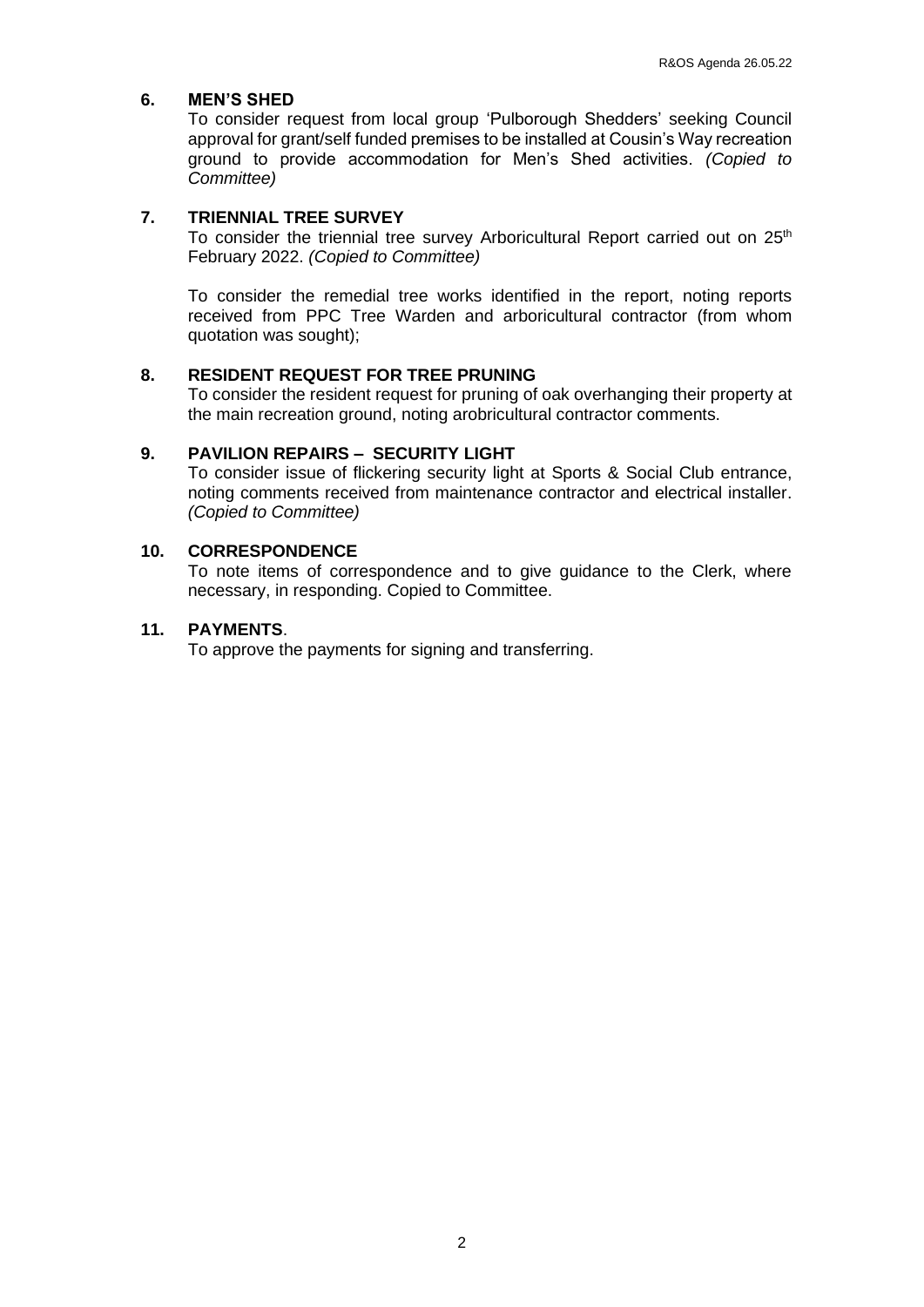## 6. MEN'S SHED

To consider request from local group 'Pulborough Shedders' seeking Council approval for grant/self funded premises to be installed at Cousin's Way recreation ground to provide accommodation for Men's Shed activities. *(Copied to Committee)*

## 7. TRIENNIAL TREE SURVEY

To consider the triennial tree survey Arboricultural Report carried out on 25th February 2022. *(Copied to Committee)*

To consider the remedial tree works identified in the report, noting reports received from PPC Tree Warden and arboricultural contractor (from whom quotation was sought);

## 8. RESIDENT REQUEST FOR TREE PRUNING

To consider the resident request for pruning of oak overhanging their property at the main recreation ground, noting arobricultural contractor comments.

## 9. PAVILION REPAIRS – SECURITY LIGHT

To consider issue of flickering security light at Sports & Social Club entrance, noting comments received from maintenance contractor and electrical installer. *(Copied to Committee)*

## 10. CORRESPONDENCE

To note items of correspondence and to give guidance to the Clerk, where necessary, in responding. Copied to Committee.

## 11. PAYMENTS.

To approve the payments for signing and transferring.